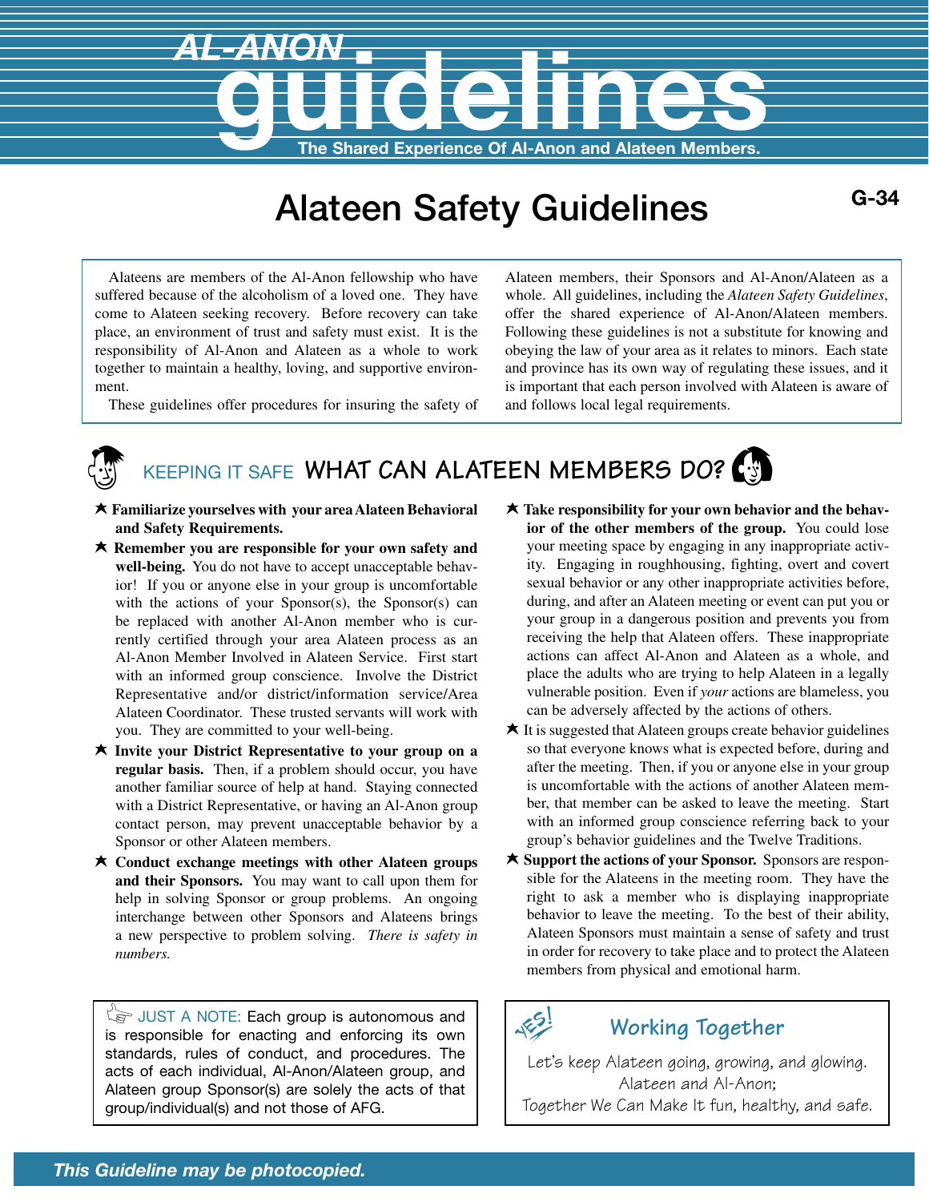AL-ANON

# guidelines

The Shared Experience Of Al-Anon and Alateen Members.

# Alateen Safety Guidelines

G-34

Alateens are members of the Al-Anon fellowship who have suffered because of the alcoholism of a loved one. They have come to Alateen seeking recovery. Before recovery can take place, an environment of trust and safety must exist. It is the responsibility of Al-Anon and Alateen as a whole to work together to maintain a healthy, loving, and supportive environment.

These guidelines offer procedures for insuring the safety of Alateen members, their Sponsors and Al-Anon/Alateen as a whole. All guidelines, including the *Alateen Safety Guidelines*, offer the shared experience of Al-Anon/Alateen members. Following these guidelines is not a substitute for knowing and obeying the law of your area as it relates to minors. Each state and province has its own way of regulating these issues, and it is important that each person involved with Alateen is aware of and follows local legal requirements.

## KEEPING IT SAFE WHAT CAN ALATEEN MEMBERS DO?

- **Familiarize yourselves with your area Alateen Behavioral and Safety Requirements.**
- **Remember you are responsible for your own safety and well-being.** You do not have to accept unacceptable behavior! If you or anyone else in your group is uncomfortable with the actions of your Sponsor(s), the Sponsor(s) can be replaced with another Al-Anon member who is currently certified through your area Alateen process as an Al-Anon Member Involved in Alateen Service. First start with an informed group conscience. Involve the District Representative and/or district/information service/Area Alateen Coordinator. These trusted servants will work with you. They are committed to your well-being.
- **Invite your District Representative to your group on a regular basis.** Then, if a problem should occur, you have another familiar source of help at hand. Staying connected with a District Representative, or having an Al-Anon group contact person, may prevent unacceptable behavior by a Sponsor or other Alateen members.
- **Conduct exchange meetings with other Alateen groups and their Sponsors.** You may want to call upon them for help in solving Sponsor or group problems. An ongoing interchange between other Sponsors and Alateens brings a new perspective to problem solving. *There is safety in numbers.*
- **Take responsibility for your own behavior and the behavior of the other members of the group.** You could lose your meeting space by engaging in any inappropriate activity. Engaging in roughhousing, fighting, overt and covert sexual behavior or any other inappropriate activities before, during, and after an Alateen meeting or event can put you or your group in a dangerous position and prevents you from receiving the help that Alateen offers. These inappropriate actions can affect Al-Anon and Alateen as a whole, and place the adults who are trying to help Alateen in a legally vulnerable position. Even if *your* actions are blameless, you can be adversely affected by the actions of others.
- It is suggested that Alateen groups create behavior guidelines so that everyone knows what is expected before, during and after the meeting. Then, if you or anyone else in your group is uncomfortable with the actions of another Alateen member, that member can be asked to leave the meeting. Start with an informed group conscience referring back to your group's behavior guidelines and the Twelve Traditions.
- **Support the actions of your Sponsor.** Sponsors are responsible for the Alateens in the meeting room. They have the right to ask a member who is displaying inappropriate behavior to leave the meeting. To the best of their ability, Alateen Sponsors must maintain a sense of safety and trust in order for recovery to take place and to protect the Alateen members from physical and emotional harm.

JUST A NOTE: Each group is autonomous and is responsible for enacting and enforcing its own standards, rules of conduct, and procedures. The acts of each individual, Al-Anon/Alateen group, and Alateen group Sponsor(s) are solely the acts of that group/individual(s) and not those of AFG.

YES!

**Working Together**

Let's keep Alateen going, growing, and glowing.
Alateen and Al-Anon;
Together We Can Make It fun, healthy, and safe.

*This Guideline may be photocopied.*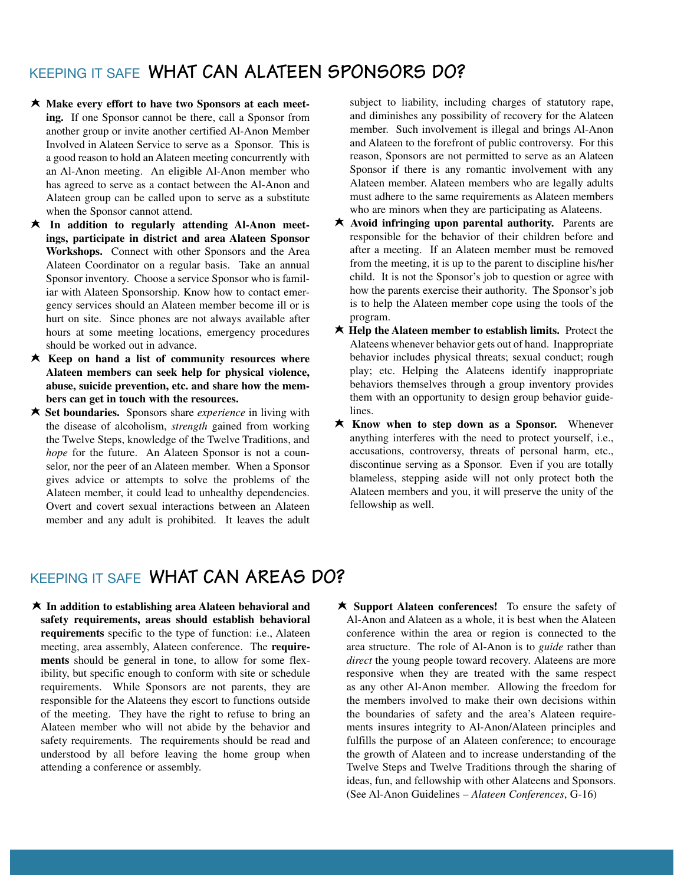## KEEPING IT SAFE **WHAT CAN ALATEEN SPONSORS DO?**

- **Make every effort to have two Sponsors at each meeting.** If one Sponsor cannot be there, call a Sponsor from another group or invite another certified Al-Anon Member Involved in Alateen Service to serve as a Sponsor. This is a good reason to hold an Alateen meeting concurrently with an Al-Anon meeting. An eligible Al-Anon member who has agreed to serve as a contact between the Al-Anon and Alateen group can be called upon to serve as a substitute when the Sponsor cannot attend.
- **In addition to regularly attending Al-Anon meetings, participate in district and area Alateen Sponsor Workshops.** Connect with other Sponsors and the Area Alateen Coordinator on a regular basis. Take an annual Sponsor inventory. Choose a service Sponsor who is familiar with Alateen Sponsorship. Know how to contact emergency services should an Alateen member become ill or is hurt on site. Since phones are not always available after hours at some meeting locations, emergency procedures should be worked out in advance.
- **Keep on hand a list of community resources where Alateen members can seek help for physical violence, abuse, suicide prevention, etc. and share how the members can get in touch with the resources.**
- **Set boundaries.** Sponsors share *experience* in living with the disease of alcoholism, *strength* gained from working the Twelve Steps, knowledge of the Twelve Traditions, and *hope* for the future. An Alateen Sponsor is not a counselor, nor the peer of an Alateen member. When a Sponsor gives advice or attempts to solve the problems of the Alateen member, it could lead to unhealthy dependencies. Overt and covert sexual interactions between an Alateen member and any adult is prohibited. It leaves the adult subject to liability, including charges of statutory rape, and diminishes any possibility of recovery for the Alateen member. Such involvement is illegal and brings Al-Anon and Alateen to the forefront of public controversy. For this reason, Sponsors are not permitted to serve as an Alateen Sponsor if there is any romantic involvement with any Alateen member. Alateen members who are legally adults must adhere to the same requirements as Alateen members who are minors when they are participating as Alateens.
- **Avoid infringing upon parental authority.** Parents are responsible for the behavior of their children before and after a meeting. If an Alateen member must be removed from the meeting, it is up to the parent to discipline his/her child. It is not the Sponsor's job to question or agree with how the parents exercise their authority. The Sponsor's job is to help the Alateen member cope using the tools of the program.
- **Help the Alateen member to establish limits.** Protect the Alateens whenever behavior gets out of hand. Inappropriate behavior includes physical threats; sexual conduct; rough play; etc. Helping the Alateens identify inappropriate behaviors themselves through a group inventory provides them with an opportunity to design group behavior guidelines.
- **Know when to step down as a Sponsor.** Whenever anything interferes with the need to protect yourself, i.e., accusations, controversy, threats of personal harm, etc., discontinue serving as a Sponsor. Even if you are totally blameless, stepping aside will not only protect both the Alateen members and you, it will preserve the unity of the fellowship as well.

## KEEPING IT SAFE **WHAT CAN AREAS DO?**

- **In addition to establishing area Alateen behavioral and safety requirements, areas should establish behavioral requirements** specific to the type of function: i.e., Alateen meeting, area assembly, Alateen conference. The **requirements** should be general in tone, to allow for some flexibility, but specific enough to conform with site or schedule requirements. While Sponsors are not parents, they are responsible for the Alateens they escort to functions outside of the meeting. They have the right to refuse to bring an Alateen member who will not abide by the behavior and safety requirements. The requirements should be read and understood by all before leaving the home group when attending a conference or assembly.
- **Support Alateen conferences!** To ensure the safety of Al-Anon and Alateen as a whole, it is best when the Alateen conference within the area or region is connected to the area structure. The role of Al-Anon is to *guide* rather than *direct* the young people toward recovery. Alateens are more responsive when they are treated with the same respect as any other Al-Anon member. Allowing the freedom for the members involved to make their own decisions within the boundaries of safety and the area's Alateen requirements insures integrity to Al-Anon/Alateen principles and fulfills the purpose of an Alateen conference; to encourage the growth of Alateen and to increase understanding of the Twelve Steps and Twelve Traditions through the sharing of ideas, fun, and fellowship with other Alateens and Sponsors. (See Al-Anon Guidelines – *Alateen Conferences*, G-16)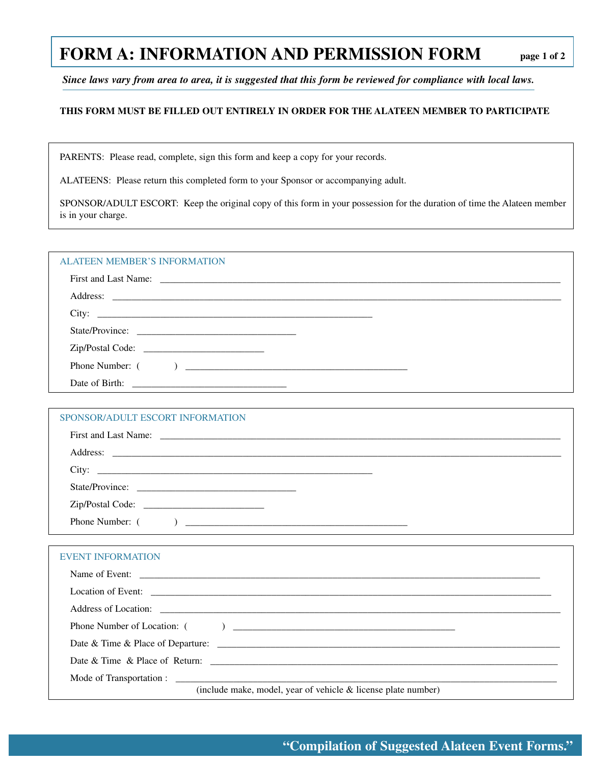# FORM A: INFORMATION AND PERMISSION FORM

*Since laws vary from area to area, it is suggested that this form be reviewed for compliance with local laws.*

**THIS FORM MUST BE FILLED OUT ENTIRELY IN ORDER FOR THE ALATEEN MEMBER TO PARTICIPATE**

PARENTS: Please read, complete, sign this form and keep a copy for your records.

ALATEENS: Please return this completed form to your Sponsor or accompanying adult.

SPONSOR/ADULT ESCORT: Keep the original copy of this form in your possession for the duration of time the Alateen member is in your charge.

## ALATEEN MEMBER'S INFORMATION

First and Last Name: ________________________________________________

Address: ________________________________________________

City: ________________________________

State/Province: ____________________

Zip/Postal Code: ________________

Phone Number: (        ) ____________________________

Date of Birth: ____________________

## SPONSOR/ADULT ESCORT INFORMATION

First and Last Name: ________________________________________________

Address: ________________________________________________

City: ________________________________

State/Province: ____________________

Zip/Postal Code: ________________

Phone Number: (        ) ____________________________

## EVENT INFORMATION

Name of Event: ________________________________________________

Location of Event: ________________________________________________

Address of Location: ________________________________________________

Phone Number of Location: (        ) ____________________________

Date & Time & Place of Departure: ________________________________________

Date & Time & Place of Return: ________________________________________

Mode of Transportation : ________________________________________________
(include make, model, year of vehicle & license plate number)

**"Compilation of Suggested Alateen Event Forms."**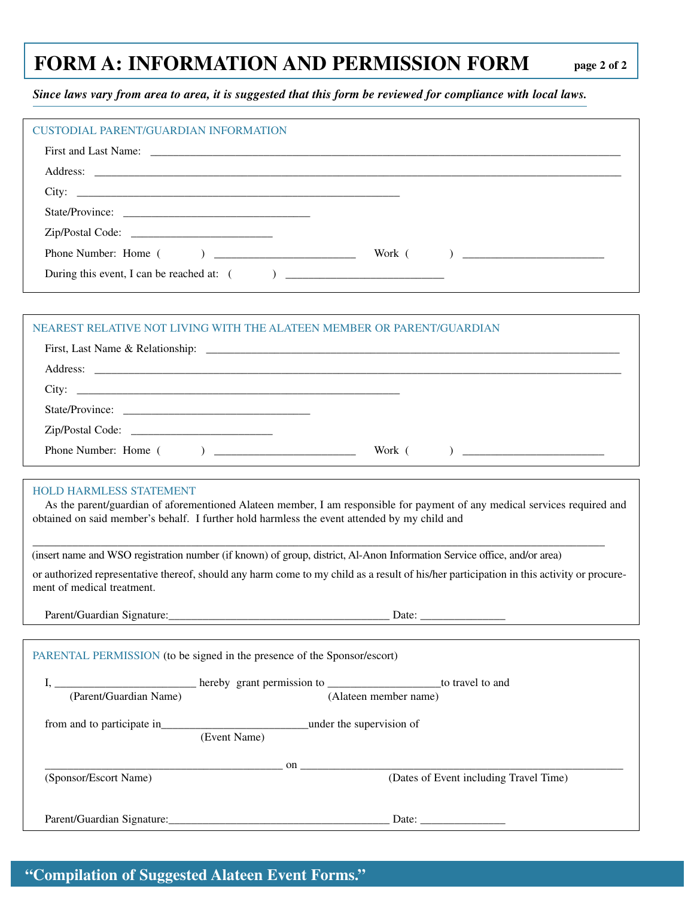# FORM A: INFORMATION AND PERMISSION FORM

***Since laws vary from area to area, it is suggested that this form be reviewed for compliance with local laws.***

## CUSTODIAL PARENT/GUARDIAN INFORMATION

First and Last Name: ______________________________________________________________________________

Address: __________________________________________________________________________________

City: ______________________________________________________

State/Province: ________________________________

Zip/Postal Code: _________________________

Phone Number: Home (          ) _________________________   Work (          ) _________________________

During this event, I can be reached at: (          ) ___________________________

## NEAREST RELATIVE NOT LIVING WITH THE ALATEEN MEMBER OR PARENT/GUARDIAN

First, Last Name & Relationship: ______________________________________________________________________

Address: __________________________________________________________________________________

City: ______________________________________________________

State/Province: ________________________________

Zip/Postal Code: _________________________

Phone Number: Home (          ) _________________________   Work (          ) _________________________

## HOLD HARMLESS STATEMENT

As the parent/guardian of aforementioned Alateen member, I am responsible for payment of any medical services required and obtained on said member's behalf. I further hold harmless the event attended by my child and

____________________________________________________________________________________________

(insert name and WSO registration number (if known) of group, district, Al-Anon Information Service office, and/or area)

or authorized representative thereof, should any harm come to my child as a result of his/her participation in this activity or procurement of medical treatment.

Parent/Guardian Signature:_______________________________________ Date: ______________

## PARENTAL PERMISSION (to be signed in the presence of the Sponsor/escort)

I, _________________________ hereby grant permission to ____________________to travel to and
(Parent/Guardian Name)                                                  (Alateen member name)

from and to participate in__________________________under the supervision of
(Event Name)

___________________________________________ on ____________________________________________________
(Sponsor/Escort Name)                                                  (Dates of Event including Travel Time)

Parent/Guardian Signature:_______________________________________ Date: ______________

**"Compilation of Suggested Alateen Event Forms."**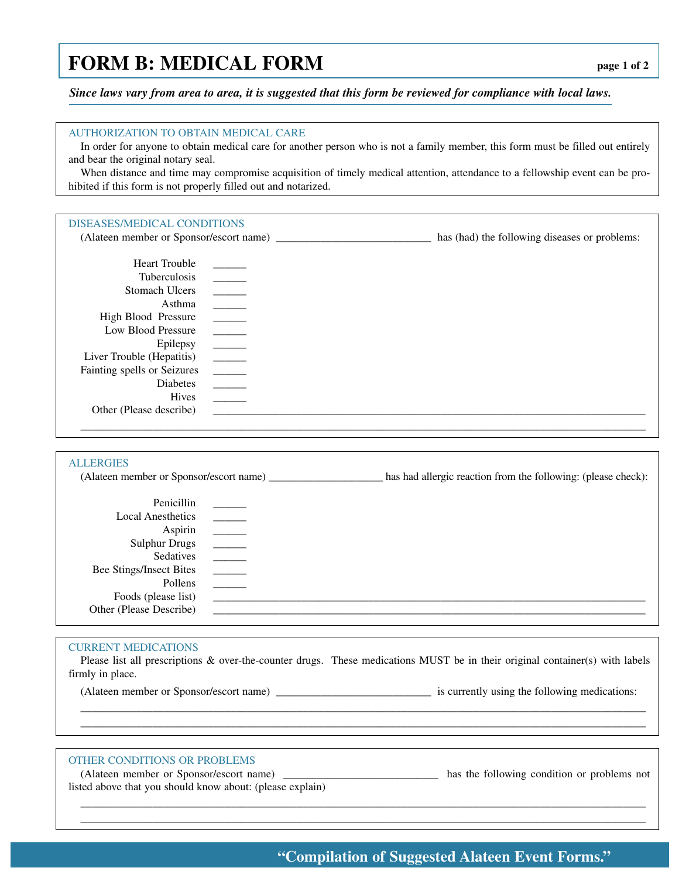# FORM B: MEDICAL FORM

***Since laws vary from area to area, it is suggested that this form be reviewed for compliance with local laws.***

## AUTHORIZATION TO OBTAIN MEDICAL CARE

In order for anyone to obtain medical care for another person who is not a family member, this form must be filled out entirely and bear the original notary seal.

When distance and time may compromise acquisition of timely medical attention, attendance to a fellowship event can be prohibited if this form is not properly filled out and notarized.

## DISEASES/MEDICAL CONDITIONS

(Alateen member or Sponsor/escort name) ____________________________ has (had) the following diseases or problems:

Heart Trouble ______
Tuberculosis ______
Stomach Ulcers ______
Asthma ______
High Blood Pressure ______
Low Blood Pressure ______
Epilepsy ______
Liver Trouble (Hepatitis) ______
Fainting spells or Seizures ______
Diabetes ______
Hives ______
Other (Please describe) ____________________________________________________________________________

__________________________________________________________________________________________________

## ALLERGIES

(Alateen member or Sponsor/escort name) ____________________ has had allergic reaction from the following: (please check):

Penicillin ______
Local Anesthetics ______
Aspirin ______
Sulphur Drugs ______
Sedatives ______
Bee Stings/Insect Bites ______
Pollens ______
Foods (please list) ____________________________________________________________________________
Other (Please Describe) ____________________________________________________________________________

## CURRENT MEDICATIONS

Please list all prescriptions & over-the-counter drugs. These medications MUST be in their original container(s) with labels firmly in place.

(Alateen member or Sponsor/escort name) ____________________________ is currently using the following medications:

__________________________________________________________________________________________________

__________________________________________________________________________________________________

## OTHER CONDITIONS OR PROBLEMS

(Alateen member or Sponsor/escort name) ____________________________ has the following condition or problems not listed above that you should know about: (please explain)

__________________________________________________________________________________________________

__________________________________________________________________________________________________

**"Compilation of Suggested Alateen Event Forms."**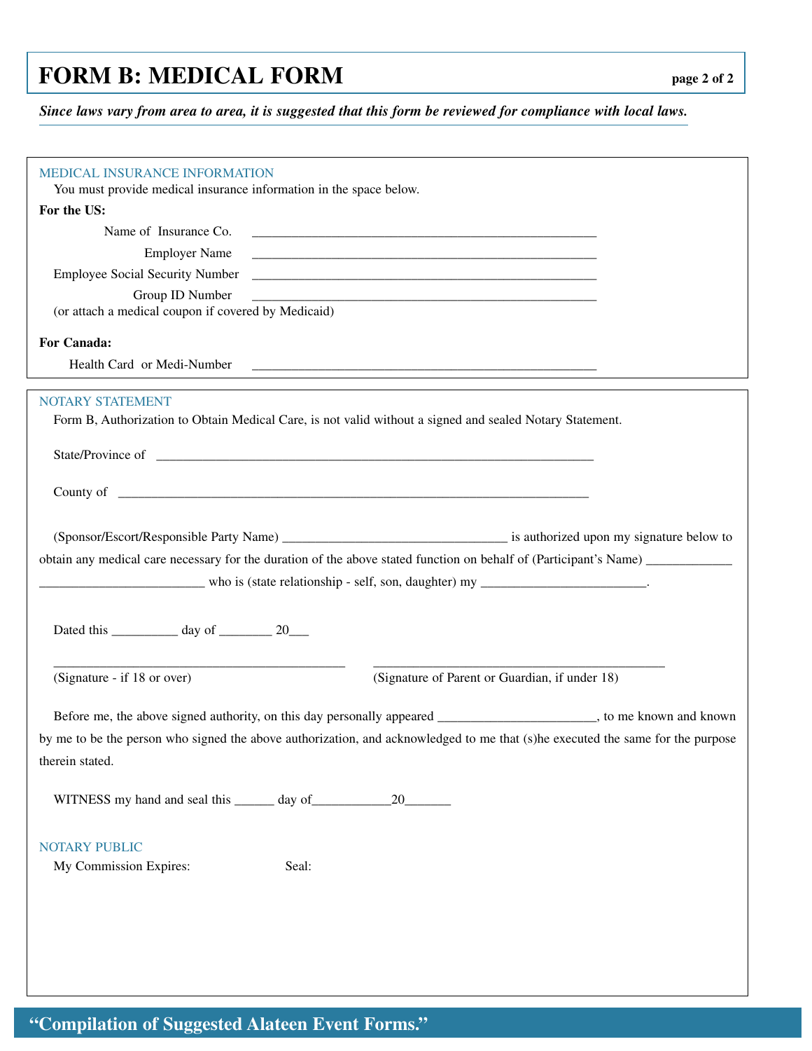# FORM B: MEDICAL FORM

***Since laws vary from area to area, it is suggested that this form be reviewed for compliance with local laws.***

## MEDICAL INSURANCE INFORMATION

You must provide medical insurance information in the space below.

**For the US:**

Name of Insurance Co. ____________________________________________________

Employer Name ____________________________________________________

Employee Social Security Number ____________________________________________________

Group ID Number ____________________________________________________

(or attach a medical coupon if covered by Medicaid)

**For Canada:**

Health Card or Medi-Number ____________________________________________________

## NOTARY STATEMENT

Form B, Authorization to Obtain Medical Care, is not valid without a signed and sealed Notary Statement.

State/Province of ____________________________________________________________________

County of ________________________________________________________________________

(Sponsor/Escort/Responsible Party Name) __________________________________ is authorized upon my signature below to obtain any medical care necessary for the duration of the above stated function on behalf of (Participant's Name) _____________ _________________________ who is (state relationship - self, son, daughter) my _________________________.

Dated this __________ day of ________ 20___

_____________________________________________ (Signature - if 18 or over)

_____________________________________________ (Signature of Parent or Guardian, if under 18)

Before me, the above signed authority, on this day personally appeared ________________________, to me known and known by me to be the person who signed the above authorization, and acknowledged to me that (s)he executed the same for the purpose therein stated.

WITNESS my hand and seal this ______ day of____________20_______

## NOTARY PUBLIC

My Commission Expires: Seal:

**"Compilation of Suggested Alateen Event Forms."**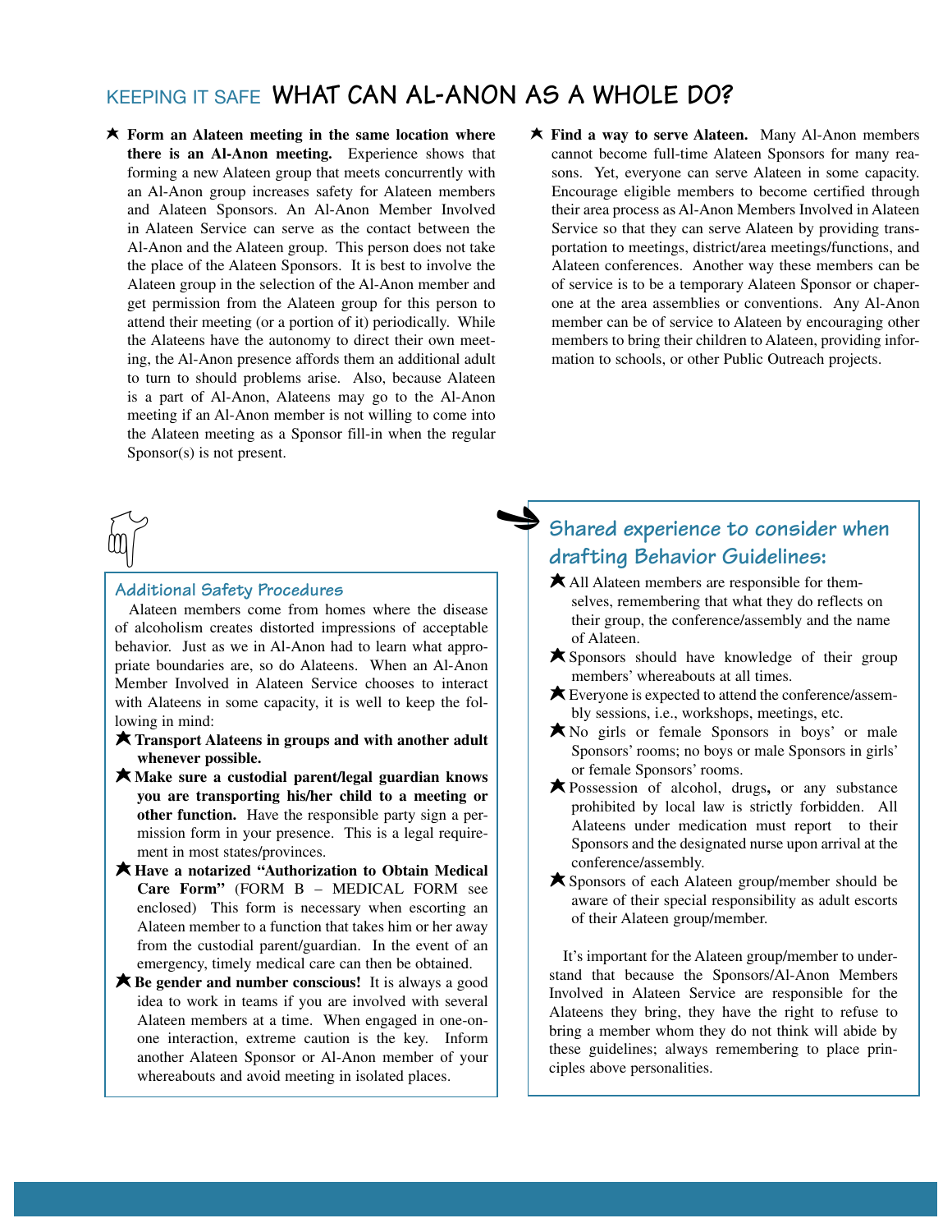## KEEPING IT SAFE WHAT CAN AL-ANON AS A WHOLE DO?

- **Form an Alateen meeting in the same location where there is an Al-Anon meeting.** Experience shows that forming a new Alateen group that meets concurrently with an Al-Anon group increases safety for Alateen members and Alateen Sponsors. An Al-Anon Member Involved in Alateen Service can serve as the contact between the Al-Anon and the Alateen group. This person does not take the place of the Alateen Sponsors. It is best to involve the Alateen group in the selection of the Al-Anon member and get permission from the Alateen group for this person to attend their meeting (or a portion of it) periodically. While the Alateens have the autonomy to direct their own meeting, the Al-Anon presence affords them an additional adult to turn to should problems arise. Also, because Alateen is a part of Al-Anon, Alateens may go to the Al-Anon meeting if an Al-Anon member is not willing to come into the Alateen meeting as a Sponsor fill-in when the regular Sponsor(s) is not present.

- **Find a way to serve Alateen.** Many Al-Anon members cannot become full-time Alateen Sponsors for many reasons. Yet, everyone can serve Alateen in some capacity. Encourage eligible members to become certified through their area process as Al-Anon Members Involved in Alateen Service so that they can serve Alateen by providing transportation to meetings, district/area meetings/functions, and Alateen conferences. Another way these members can be of service is to be a temporary Alateen Sponsor or chaperone at the area assemblies or conventions. Any Al-Anon member can be of service to Alateen by encouraging other members to bring their children to Alateen, providing information to schools, or other Public Outreach projects.

### Additional Safety Procedures

Alateen members come from homes where the disease of alcoholism creates distorted impressions of acceptable behavior. Just as we in Al-Anon had to learn what appropriate boundaries are, so do Alateens. When an Al-Anon Member Involved in Alateen Service chooses to interact with Alateens in some capacity, it is well to keep the following in mind:

- **Transport Alateens in groups and with another adult whenever possible.**
- **Make sure a custodial parent/legal guardian knows you are transporting his/her child to a meeting or other function.** Have the responsible party sign a permission form in your presence. This is a legal requirement in most states/provinces.
- **Have a notarized "Authorization to Obtain Medical Care Form"** (FORM B – MEDICAL FORM see enclosed) This form is necessary when escorting an Alateen member to a function that takes him or her away from the custodial parent/guardian. In the event of an emergency, timely medical care can then be obtained.
- **Be gender and number conscious!** It is always a good idea to work in teams if you are involved with several Alateen members at a time. When engaged in one-on-one interaction, extreme caution is the key. Inform another Alateen Sponsor or Al-Anon member of your whereabouts and avoid meeting in isolated places.

### Shared experience to consider when drafting Behavior Guidelines:

- All Alateen members are responsible for themselves, remembering that what they do reflects on their group, the conference/assembly and the name of Alateen.
- Sponsors should have knowledge of their group members' whereabouts at all times.
- Everyone is expected to attend the conference/assembly sessions, i.e., workshops, meetings, etc.
- No girls or female Sponsors in boys' or male Sponsors' rooms; no boys or male Sponsors in girls' or female Sponsors' rooms.
- Possession of alcohol, drugs, or any substance prohibited by local law is strictly forbidden. All Alateens under medication must report to their Sponsors and the designated nurse upon arrival at the conference/assembly.
- Sponsors of each Alateen group/member should be aware of their special responsibility as adult escorts of their Alateen group/member.

It's important for the Alateen group/member to understand that because the Sponsors/Al-Anon Members Involved in Alateen Service are responsible for the Alateens they bring, they have the right to refuse to bring a member whom they do not think will abide by these guidelines; always remembering to place principles above personalities.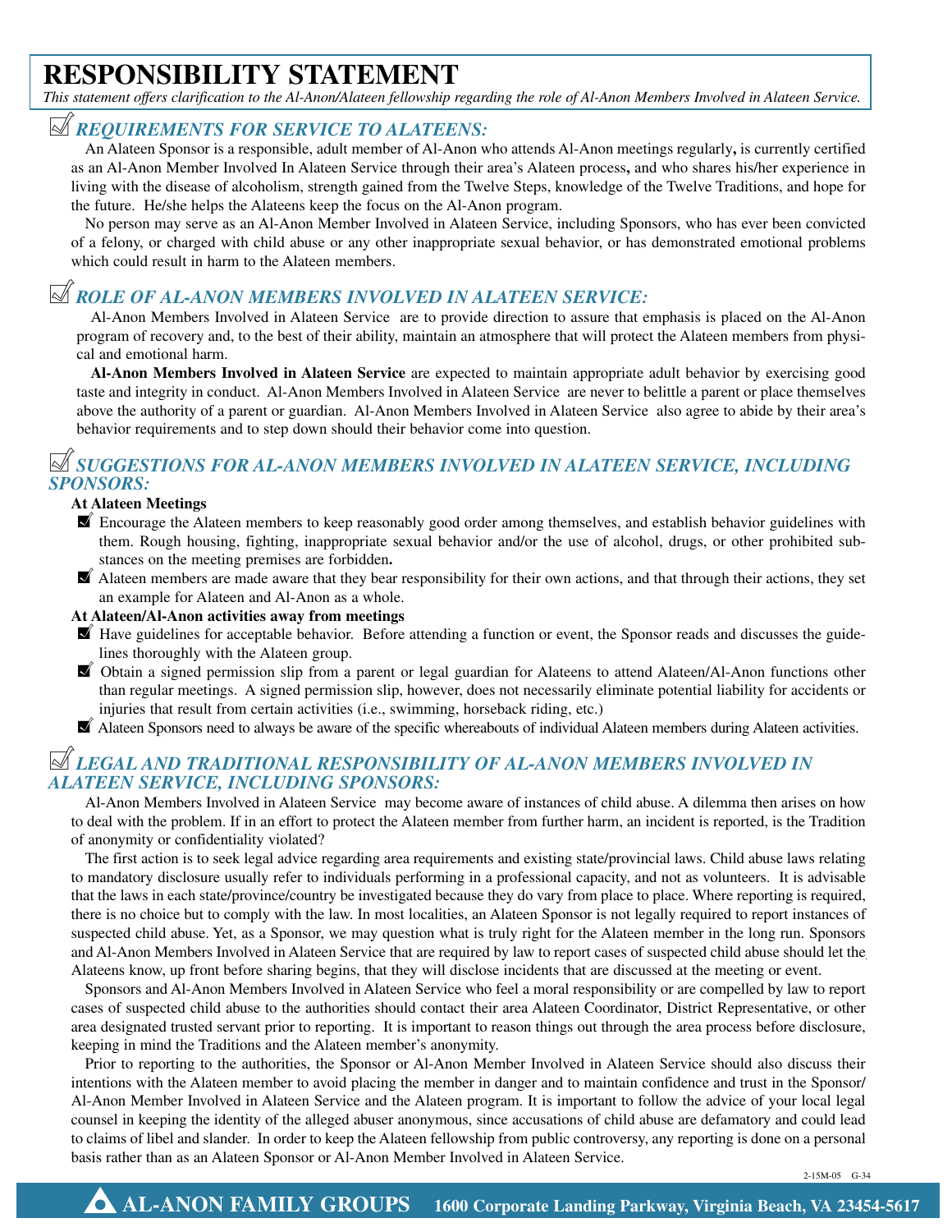# RESPONSIBILITY STATEMENT

*This statement offers clarification to the Al-Anon/Alateen fellowship regarding the role of Al-Anon Members Involved in Alateen Service.*

## *REQUIREMENTS FOR SERVICE TO ALATEENS:*

An Alateen Sponsor is a responsible, adult member of Al-Anon who attends Al-Anon meetings regularly**,** is currently certified as an Al-Anon Member Involved In Alateen Service through their area's Alateen process**,** and who shares his/her experience in living with the disease of alcoholism, strength gained from the Twelve Steps, knowledge of the Twelve Traditions, and hope for the future. He/she helps the Alateens keep the focus on the Al-Anon program.

No person may serve as an Al-Anon Member Involved in Alateen Service, including Sponsors, who has ever been convicted of a felony, or charged with child abuse or any other inappropriate sexual behavior, or has demonstrated emotional problems which could result in harm to the Alateen members.

## *ROLE OF AL-ANON MEMBERS INVOLVED IN ALATEEN SERVICE:*

Al-Anon Members Involved in Alateen Service are to provide direction to assure that emphasis is placed on the Al-Anon program of recovery and, to the best of their ability, maintain an atmosphere that will protect the Alateen members from physical and emotional harm.

**Al-Anon Members Involved in Alateen Service** are expected to maintain appropriate adult behavior by exercising good taste and integrity in conduct. Al-Anon Members Involved in Alateen Service are never to belittle a parent or place themselves above the authority of a parent or guardian. Al-Anon Members Involved in Alateen Service also agree to abide by their area's behavior requirements and to step down should their behavior come into question.

## *SUGGESTIONS FOR AL-ANON MEMBERS INVOLVED IN ALATEEN SERVICE, INCLUDING SPONSORS:*

**At Alateen Meetings**

- Encourage the Alateen members to keep reasonably good order among themselves, and establish behavior guidelines with them. Rough housing, fighting, inappropriate sexual behavior and/or the use of alcohol, drugs, or other prohibited substances on the meeting premises are forbidden**.**
- Alateen members are made aware that they bear responsibility for their own actions, and that through their actions, they set an example for Alateen and Al-Anon as a whole.

**At Alateen/Al-Anon activities away from meetings**

- Have guidelines for acceptable behavior. Before attending a function or event, the Sponsor reads and discusses the guidelines thoroughly with the Alateen group.
- Obtain a signed permission slip from a parent or legal guardian for Alateens to attend Alateen/Al-Anon functions other than regular meetings. A signed permission slip, however, does not necessarily eliminate potential liability for accidents or injuries that result from certain activities (i.e., swimming, horseback riding, etc.)
- Alateen Sponsors need to always be aware of the specific whereabouts of individual Alateen members during Alateen activities.

## *LEGAL AND TRADITIONAL RESPONSIBILITY OF AL-ANON MEMBERS INVOLVED IN ALATEEN SERVICE, INCLUDING SPONSORS:*

Al-Anon Members Involved in Alateen Service may become aware of instances of child abuse. A dilemma then arises on how to deal with the problem. If in an effort to protect the Alateen member from further harm, an incident is reported, is the Tradition of anonymity or confidentiality violated?

The first action is to seek legal advice regarding area requirements and existing state/provincial laws. Child abuse laws relating to mandatory disclosure usually refer to individuals performing in a professional capacity, and not as volunteers. It is advisable that the laws in each state/province/country be investigated because they do vary from place to place. Where reporting is required, there is no choice but to comply with the law. In most localities, an Alateen Sponsor is not legally required to report instances of suspected child abuse. Yet, as a Sponsor, we may question what is truly right for the Alateen member in the long run. Sponsors and Al-Anon Members Involved in Alateen Service that are required by law to report cases of suspected child abuse should let the Alateens know, up front before sharing begins, that they will disclose incidents that are discussed at the meeting or event.

Sponsors and Al-Anon Members Involved in Alateen Service who feel a moral responsibility or are compelled by law to report cases of suspected child abuse to the authorities should contact their area Alateen Coordinator, District Representative, or other area designated trusted servant prior to reporting. It is important to reason things out through the area process before disclosure, keeping in mind the Traditions and the Alateen member's anonymity.

Prior to reporting to the authorities, the Sponsor or Al-Anon Member Involved in Alateen Service should also discuss their intentions with the Alateen member to avoid placing the member in danger and to maintain confidence and trust in the Sponsor/Al-Anon Member Involved in Alateen Service and the Alateen program. It is important to follow the advice of your local legal counsel in keeping the identity of the alleged abuser anonymous, since accusations of child abuse are defamatory and could lead to claims of libel and slander. In order to keep the Alateen fellowship from public controversy, any reporting is done on a personal basis rather than as an Alateen Sponsor or Al-Anon Member Involved in Alateen Service.

2-15M-05 G-34

**AL-ANON FAMILY GROUPS** **1600 Corporate Landing Parkway, Virginia Beach, VA 23454-5617**